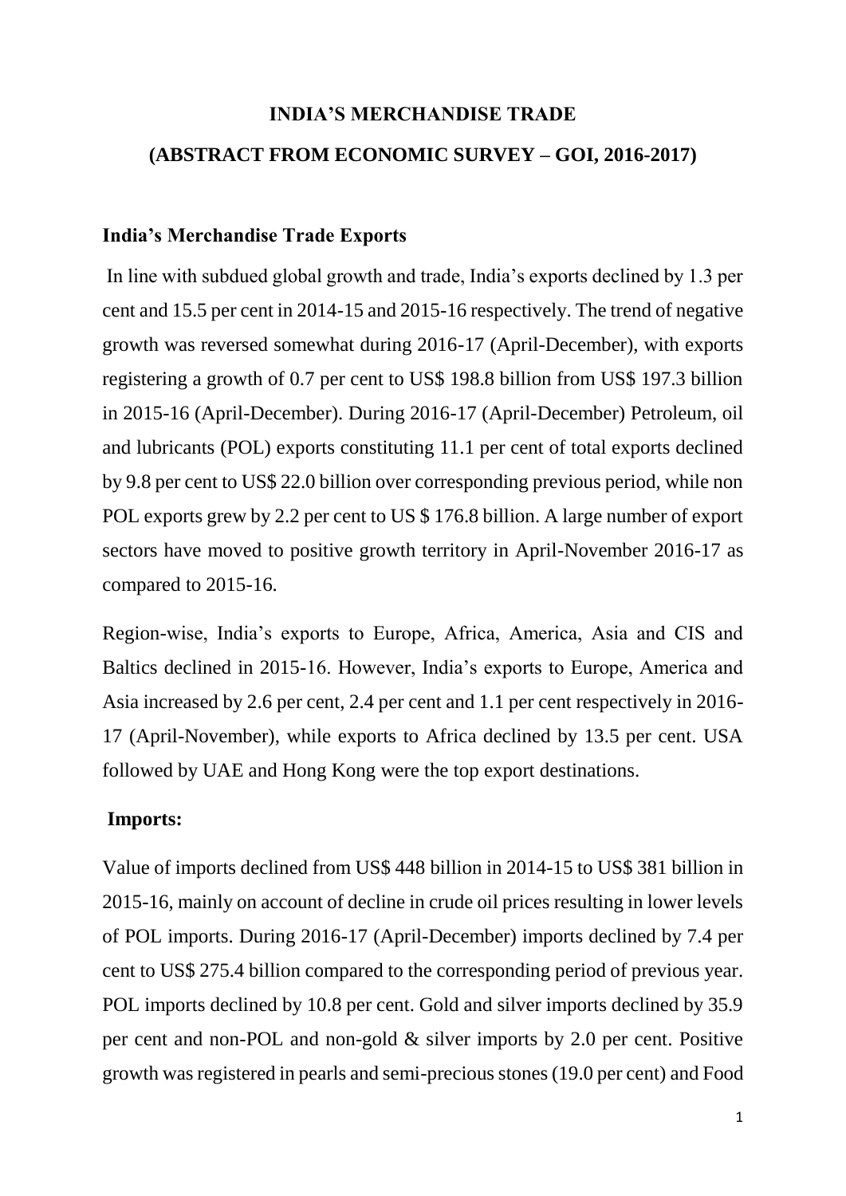# INDIA'S MERCHANDISE TRADE

## (ABSTRACT FROM ECONOMIC SURVEY – GOI, 2016-2017)

### India's Merchandise Trade Exports

In line with subdued global growth and trade, India's exports declined by 1.3 per cent and 15.5 per cent in 2014-15 and 2015-16 respectively. The trend of negative growth was reversed somewhat during 2016-17 (April-December), with exports registering a growth of 0.7 per cent to US$ 198.8 billion from US$ 197.3 billion in 2015-16 (April-December). During 2016-17 (April-December) Petroleum, oil and lubricants (POL) exports constituting 11.1 per cent of total exports declined by 9.8 per cent to US$ 22.0 billion over corresponding previous period, while non POL exports grew by 2.2 per cent to US $ 176.8 billion. A large number of export sectors have moved to positive growth territory in April-November 2016-17 as compared to 2015-16.

Region-wise, India's exports to Europe, Africa, America, Asia and CIS and Baltics declined in 2015-16. However, India's exports to Europe, America and Asia increased by 2.6 per cent, 2.4 per cent and 1.1 per cent respectively in 2016-17 (April-November), while exports to Africa declined by 13.5 per cent. USA followed by UAE and Hong Kong were the top export destinations.

### Imports:

Value of imports declined from US$ 448 billion in 2014-15 to US$ 381 billion in 2015-16, mainly on account of decline in crude oil prices resulting in lower levels of POL imports. During 2016-17 (April-December) imports declined by 7.4 per cent to US$ 275.4 billion compared to the corresponding period of previous year. POL imports declined by 10.8 per cent. Gold and silver imports declined by 35.9 per cent and non-POL and non-gold & silver imports by 2.0 per cent. Positive growth was registered in pearls and semi-precious stones (19.0 per cent) and Food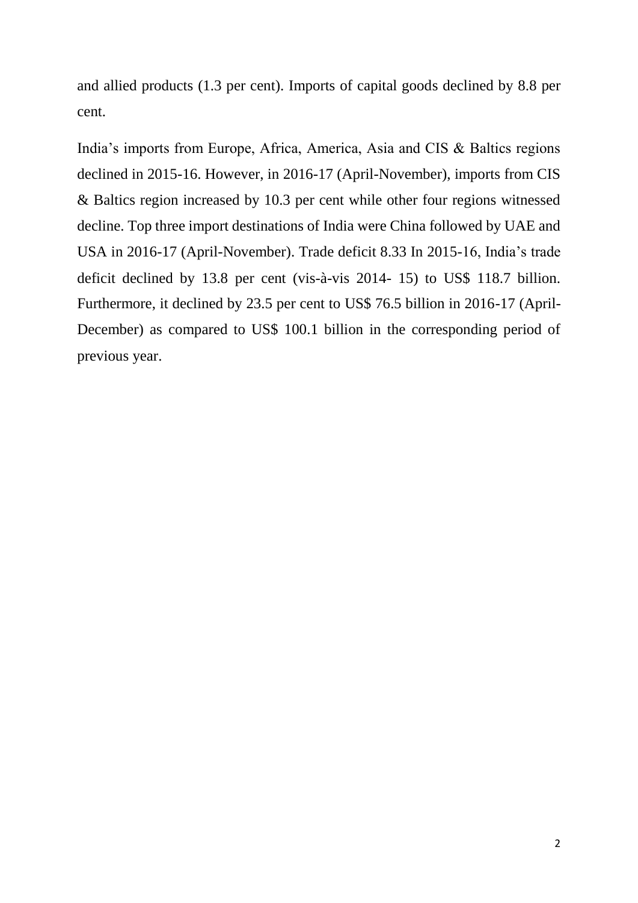and allied products (1.3 per cent). Imports of capital goods declined by 8.8 per cent.

India's imports from Europe, Africa, America, Asia and CIS & Baltics regions declined in 2015-16. However, in 2016-17 (April-November), imports from CIS & Baltics region increased by 10.3 per cent while other four regions witnessed decline. Top three import destinations of India were China followed by UAE and USA in 2016-17 (April-November). Trade deficit 8.33 In 2015-16, India's trade deficit declined by 13.8 per cent (vis-à-vis 2014- 15) to US$ 118.7 billion. Furthermore, it declined by 23.5 per cent to US$ 76.5 billion in 2016-17 (April-December) as compared to US$ 100.1 billion in the corresponding period of previous year.